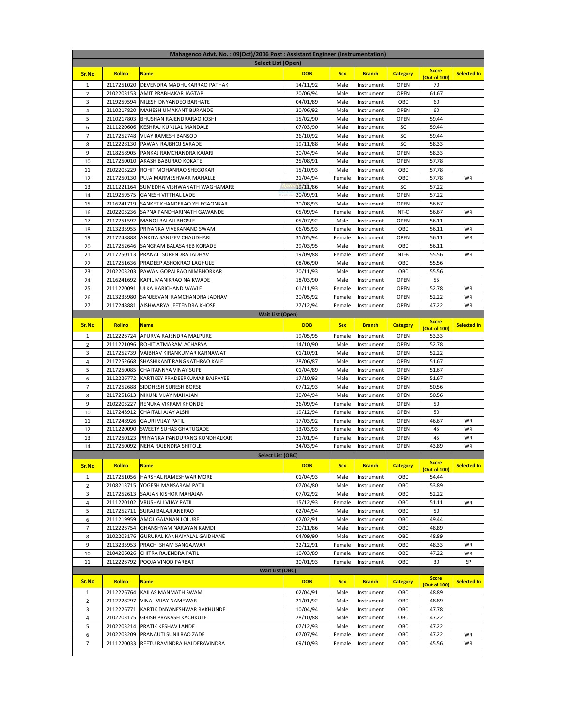## Mahagenco Advt. No. : 09(Oct)/2016 Post : Assistant Engineer (Instrumentation)

### Select List (Open)

| Sr.No | Rollno | Name | DOB | Sex | Branch | Category | Score (Out of 100) | Selected In |
|---|---|---|---|---|---|---|---|---|
| 1 | 2117251020 | DEVENDRA MADHUKARRAO PATHAK | 14/11/92 | Male | Instrument | OPEN | 70 | |
| 2 | 2102203153 | AMIT PRABHAKAR JAGTAP | 20/06/94 | Male | Instrument | OPEN | 61.67 | |
| 3 | 2119259594 | NILESH DNYANDEO BARHATE | 04/01/89 | Male | Instrument | OBC | 60 | |
| 4 | 2110217820 | MAHESH UMAKANT BURANDE | 30/06/92 | Male | Instrument | OPEN | 60 | |
| 5 | 2110217803 | BHUSHAN RAJENDRARAO JOSHI | 15/02/90 | Male | Instrument | OPEN | 59.44 | |
| 6 | 2111220606 | KESHRAJ KUNJLAL MANDALE | 07/03/90 | Male | Instrument | SC | 59.44 | |
| 7 | 2117252748 | VIJAY RAMESH BANSOD | 26/10/92 | Male | Instrument | SC | 59.44 | |
| 8 | 2112228130 | PAWAN RAJBHOJ SARADE | 19/11/88 | Male | Instrument | SC | 58.33 | |
| 9 | 2118258905 | PANKAJ RAMCHANDRA KAJARI | 20/04/94 | Male | Instrument | OPEN | 58.33 | |
| 10 | 2117250010 | AKASH BABURAO KOKATE | 25/08/91 | Male | Instrument | OPEN | 57.78 | |
| 11 | 2102203229 | ROHIT MOHANRAO SHEGOKAR | 15/10/93 | Male | Instrument | OBC | 57.78 | |
| 12 | 2117250130 | PUJA MARMESHWAR MAHALLE | 21/04/94 | Female | Instrument | OBC | 57.78 | WR |
| 13 | 2111221164 | SUMEDHA VISHWANATH WAGHAMARE | 19/11/86 | Male | Instrument | SC | 57.22 | |
| 14 | 2119259575 | GANESH VITTHAL LADE | 20/09/91 | Male | Instrument | OPEN | 57.22 | |
| 15 | 2116241719 | SANKET KHANDERAO YELEGAONKAR | 20/08/93 | Male | Instrument | OPEN | 56.67 | |
| 16 | 2102203236 | SAPNA PANDHARINATH GAWANDE | 05/09/94 | Female | Instrument | NT-C | 56.67 | WR |
| 17 | 2117251592 | MANOJ BALAJI BHOSLE | 05/07/92 | Male | Instrument | OPEN | 56.11 | |
| 18 | 2113235955 | PRIYANKA VIVEKANAND SWAMI | 06/05/93 | Female | Instrument | OBC | 56.11 | WR |
| 19 | 2117248888 | ANKITA SANJEEV CHAUDHARI | 31/05/94 | Female | Instrument | OPEN | 56.11 | WR |
| 20 | 2117252646 | SANGRAM BALASAHEB KORADE | 29/03/95 | Male | Instrument | OBC | 56.11 | |
| 21 | 2117250113 | PRANALI SURENDRA JADHAV | 19/09/88 | Female | Instrument | NT-B | 55.56 | WR |
| 22 | 2117251636 | PRADEEP ASHOKRAO LAGHULE | 08/06/90 | Male | Instrument | OBC | 55.56 | |
| 23 | 2102203203 | PAWAN GOPALRAO NIMBHORKAR | 20/11/93 | Male | Instrument | OBC | 55.56 | |
| 24 | 2116241692 | KAPIL MANIKRAO NAIKWADE | 18/03/90 | Male | Instrument | OPEN | 55 | |
| 25 | 2111220091 | ULKA HARICHAND WAVLE | 01/11/93 | Female | Instrument | OPEN | 52.78 | WR |
| 26 | 2113235980 | SANJEEVANI RAMCHANDRA JADHAV | 20/05/92 | Female | Instrument | OPEN | 52.22 | WR |
| 27 | 2117248881 | AISHWARYA JEETENDRA KHOSE | 27/12/94 | Female | Instrument | OPEN | 47.22 | WR |

### Wait List (Open)

| Sr.No | Rollno | Name | DOB | Sex | Branch | Category | Score (Out of 100) | Selected In |
|---|---|---|---|---|---|---|---|---|
| 1 | 2112226724 | APURVA RAJENDRA MALPURE | 19/05/95 | Female | Instrument | OPEN | 53.33 | |
| 2 | 2111221096 | ROHIT ATMARAM ACHARYA | 14/10/90 | Male | Instrument | OPEN | 52.78 | |
| 3 | 2117252739 | VAIBHAV KIRANKUMAR KARNAWAT | 01/10/91 | Male | Instrument | OPEN | 52.22 | |
| 4 | 2117252668 | SHASHIKANT RANGNATHRAO KALE | 28/06/87 | Male | Instrument | OPEN | 51.67 | |
| 5 | 2117250085 | CHAITANNYA VINAY SUPE | 01/04/89 | Male | Instrument | OPEN | 51.67 | |
| 6 | 2112226772 | KARTIKEY PRADEEPKUMAR BAJPAYEE | 17/10/93 | Male | Instrument | OPEN | 51.67 | |
| 7 | 2117252688 | SIDDHESH SURESH BORSE | 07/12/93 | Male | Instrument | OPEN | 50.56 | |
| 8 | 2117251613 | NIKUNJ VIJAY MAHAJAN | 30/04/94 | Male | Instrument | OPEN | 50.56 | |
| 9 | 2102203227 | RENUKA VIKRAM KHONDE | 26/09/94 | Female | Instrument | OPEN | 50 | |
| 10 | 2117248912 | CHAITALI AJAY ALSHI | 19/12/94 | Female | Instrument | OPEN | 50 | |
| 11 | 2117248926 | GAURI VIJAY PATIL | 17/03/92 | Female | Instrument | OPEN | 46.67 | WR |
| 12 | 2111220090 | SWEETY SUHAS GHATUGADE | 13/03/93 | Female | Instrument | OPEN | 45 | WR |
| 13 | 2117250123 | PRIYANKA PANDURANG KONDHALKAR | 21/01/94 | Female | Instrument | OPEN | 45 | WR |
| 14 | 2117250092 | NEHA RAJENDRA SHITOLE | 24/03/94 | Female | Instrument | OPEN | 43.89 | WR |

### Select List (OBC)

| Sr.No | Rollno | Name | DOB | Sex | Branch | Category | Score (Out of 100) | Selected In |
|---|---|---|---|---|---|---|---|---|
| 1 | 2117251056 | HARSHAL RAMESHWAR MORE | 01/04/93 | Male | Instrument | OBC | 54.44 | |
| 2 | 2108213715 | YOGESH MANSARAM PATIL | 07/04/80 | Male | Instrument | OBC | 53.89 | |
| 3 | 2117252613 | SAAJAN KISHOR MAHAJAN | 07/02/92 | Male | Instrument | OBC | 52.22 | |
| 4 | 2111220102 | VRUSHALI VIJAY PATIL | 15/12/93 | Female | Instrument | OBC | 51.11 | WR |
| 5 | 2117252711 | SURAJ BALAJI ANERAO | 02/04/94 | Male | Instrument | OBC | 50 | |
| 6 | 2111219959 | AMOL GAJANAN LOLURE | 02/02/91 | Male | Instrument | OBC | 49.44 | |
| 7 | 2112226754 | GHANSHYAM NARAYAN KAMDI | 20/11/86 | Male | Instrument | OBC | 48.89 | |
| 8 | 2102203176 | GURUPAL KANHAIYALAL GAIDHANE | 04/09/90 | Male | Instrument | OBC | 48.89 | |
| 9 | 2113235953 | PRACHI SHAM SANGAJWAR | 22/12/91 | Female | Instrument | OBC | 48.33 | WR |
| 10 | 2104206026 | CHITRA RAJENDRA PATIL | 10/03/89 | Female | Instrument | OBC | 47.22 | WR |
| 11 | 2112226792 | POOJA VINOD PARBAT | 30/01/93 | Female | Instrument | OBC | 30 | SP |

### Wait List (OBC)

| Sr.No | Rollno | Name | DOB | Sex | Branch | Category | Score (Out of 100) | Selected In |
|---|---|---|---|---|---|---|---|---|
| 1 | 2112226764 | KAILAS MANMATH SWAMI | 02/04/91 | Male | Instrument | OBC | 48.89 | |
| 2 | 2112228297 | VINAL VIJAY NAMEWAR | 21/01/92 | Male | Instrument | OBC | 48.89 | |
| 3 | 2112226771 | KARTIK DNYANESHWAR RAKHUNDE | 10/04/94 | Male | Instrument | OBC | 47.78 | |
| 4 | 2102203175 | GIRISH PRAKASH KACHKUTE | 28/10/88 | Male | Instrument | OBC | 47.22 | |
| 5 | 2102203214 | PRATIK KESHAV LANDE | 07/12/93 | Male | Instrument | OBC | 47.22 | |
| 6 | 2102203209 | PRANAUTI SUNILRAO ZADE | 07/07/94 | Female | Instrument | OBC | 47.22 | WR |
| 7 | 2111220033 | REETU RAVINDRA HALDERAVINDRA | 09/10/93 | Female | Instrument | OBC | 45.56 | WR |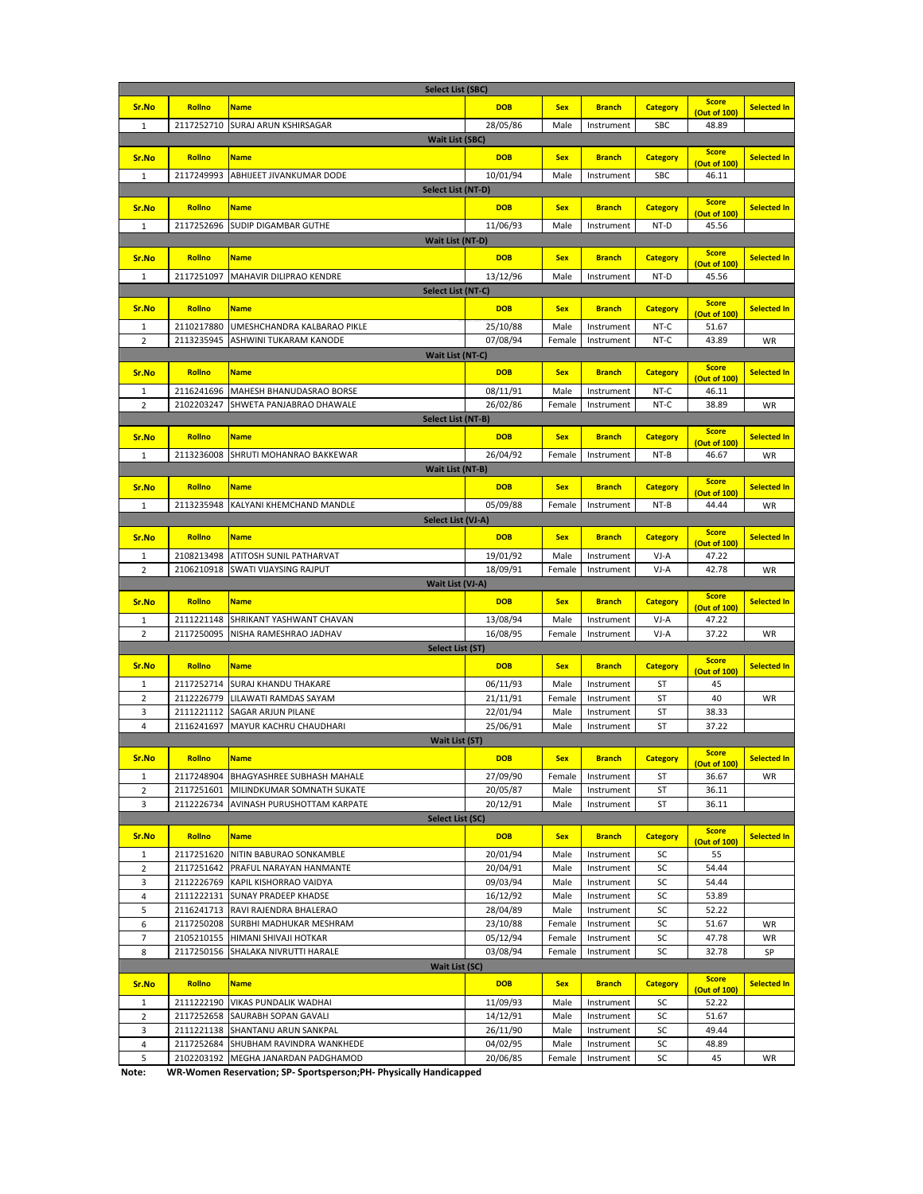### Select List (SBC)

| Sr.No | Rollno | Name | DOB | Sex | Branch | Category | Score (Out of 100) | Selected In |
|---|---|---|---|---|---|---|---|---|
| 1 | 2117252710 | SURAJ ARUN KSHIRSAGAR | 28/05/86 | Male | Instrument | SBC | 48.89 | |

### Wait List (SBC)

| Sr.No | Rollno | Name | DOB | Sex | Branch | Category | Score (Out of 100) | Selected In |
|---|---|---|---|---|---|---|---|---|
| 1 | 2117249993 | ABHIJEET JIVANKUMAR DODE | 10/01/94 | Male | Instrument | SBC | 46.11 | |

### Select List (NT-D)

| Sr.No | Rollno | Name | DOB | Sex | Branch | Category | Score (Out of 100) | Selected In |
|---|---|---|---|---|---|---|---|---|
| 1 | 2117252696 | SUDIP DIGAMBAR GUTHE | 11/06/93 | Male | Instrument | NT-D | 45.56 | |

### Wait List (NT-D)

| Sr.No | Rollno | Name | DOB | Sex | Branch | Category | Score (Out of 100) | Selected In |
|---|---|---|---|---|---|---|---|---|
| 1 | 2117251097 | MAHAVIR DILIPRAO KENDRE | 13/12/96 | Male | Instrument | NT-D | 45.56 | |

### Select List (NT-C)

| Sr.No | Rollno | Name | DOB | Sex | Branch | Category | Score (Out of 100) | Selected In |
|---|---|---|---|---|---|---|---|---|
| 1 | 2110217880 | UMESHCHANDRA KALBARAO PIKLE | 25/10/88 | Male | Instrument | NT-C | 51.67 | |
| 2 | 2113235945 | ASHWINI TUKARAM KANODE | 07/08/94 | Female | Instrument | NT-C | 43.89 | WR |

### Wait List (NT-C)

| Sr.No | Rollno | Name | DOB | Sex | Branch | Category | Score (Out of 100) | Selected In |
|---|---|---|---|---|---|---|---|---|
| 1 | 2116241696 | MAHESH BHANUDASRAO BORSE | 08/11/91 | Male | Instrument | NT-C | 46.11 | |
| 2 | 2102203247 | SHWETA PANJABRAO DHAWALE | 26/02/86 | Female | Instrument | NT-C | 38.89 | WR |

### Select List (NT-B)

| Sr.No | Rollno | Name | DOB | Sex | Branch | Category | Score (Out of 100) | Selected In |
|---|---|---|---|---|---|---|---|---|
| 1 | 2113236008 | SHRUTI MOHANRAO BAKKEWAR | 26/04/92 | Female | Instrument | NT-B | 46.67 | WR |

### Wait List (NT-B)

| Sr.No | Rollno | Name | DOB | Sex | Branch | Category | Score (Out of 100) | Selected In |
|---|---|---|---|---|---|---|---|---|
| 1 | 2113235948 | KALYANI KHEMCHAND MANDLE | 05/09/88 | Female | Instrument | NT-B | 44.44 | WR |

### Select List (VJ-A)

| Sr.No | Rollno | Name | DOB | Sex | Branch | Category | Score (Out of 100) | Selected In |
|---|---|---|---|---|---|---|---|---|
| 1 | 2108213498 | ATITOSH SUNIL PATHARVAT | 19/01/92 | Male | Instrument | VJ-A | 47.22 | |
| 2 | 2106210918 | SWATI VIJAYSING RAJPUT | 18/09/91 | Female | Instrument | VJ-A | 42.78 | WR |

### Wait List (VJ-A)

| Sr.No | Rollno | Name | DOB | Sex | Branch | Category | Score (Out of 100) | Selected In |
|---|---|---|---|---|---|---|---|---|
| 1 | 2111221148 | SHRIKANT YASHWANT CHAVAN | 13/08/94 | Male | Instrument | VJ-A | 47.22 | |
| 2 | 2117250095 | NISHA RAMESHRAO JADHAV | 16/08/95 | Female | Instrument | VJ-A | 37.22 | WR |

### Select List (ST)

| Sr.No | Rollno | Name | DOB | Sex | Branch | Category | Score (Out of 100) | Selected In |
|---|---|---|---|---|---|---|---|---|
| 1 | 2117252714 | SURAJ KHANDU THAKARE | 06/11/93 | Male | Instrument | ST | 45 | |
| 2 | 2112226779 | LILAWATI RAMDAS SAYAM | 21/11/91 | Female | Instrument | ST | 40 | WR |
| 3 | 2111221112 | SAGAR ARJUN PILANE | 22/01/94 | Male | Instrument | ST | 38.33 | |
| 4 | 2116241697 | MAYUR KACHRU CHAUDHARI | 25/06/91 | Male | Instrument | ST | 37.22 | |

### Wait List (ST)

| Sr.No | Rollno | Name | DOB | Sex | Branch | Category | Score (Out of 100) | Selected In |
|---|---|---|---|---|---|---|---|---|
| 1 | 2117248904 | BHAGYASHREE SUBHASH MAHALE | 27/09/90 | Female | Instrument | ST | 36.67 | WR |
| 2 | 2117251601 | MILINDKUMAR SOMNATH SUKATE | 20/05/87 | Male | Instrument | ST | 36.11 | |
| 3 | 2112226734 | AVINASH PURUSHOTTAM KARPATE | 20/12/91 | Male | Instrument | ST | 36.11 | |

### Select List (SC)

| Sr.No | Rollno | Name | DOB | Sex | Branch | Category | Score (Out of 100) | Selected In |
|---|---|---|---|---|---|---|---|---|
| 1 | 2117251620 | NITIN BABURAO SONKAMBLE | 20/01/94 | Male | Instrument | SC | 55 | |
| 2 | 2117251642 | PRAFUL NARAYAN HANMANTE | 20/04/91 | Male | Instrument | SC | 54.44 | |
| 3 | 2112226769 | KAPIL KISHORRAO VAIDYA | 09/03/94 | Male | Instrument | SC | 54.44 | |
| 4 | 2111222131 | SUNAY PRADEEP KHADSE | 16/12/92 | Male | Instrument | SC | 53.89 | |
| 5 | 2116241713 | RAVI RAJENDRA BHALERAO | 28/04/89 | Male | Instrument | SC | 52.22 | |
| 6 | 2117250208 | SURBHI MADHUKAR MESHRAM | 23/10/88 | Female | Instrument | SC | 51.67 | WR |
| 7 | 2105210155 | HIMANI SHIVAJI HOTKAR | 05/12/94 | Female | Instrument | SC | 47.78 | WR |
| 8 | 2117250156 | SHALAKA NIVRUTTI HARALE | 03/08/94 | Female | Instrument | SC | 32.78 | SP |

### Wait List (SC)

| Sr.No | Rollno | Name | DOB | Sex | Branch | Category | Score (Out of 100) | Selected In |
|---|---|---|---|---|---|---|---|---|
| 1 | 2111222190 | VIKAS PUNDALIK WADHAI | 11/09/93 | Male | Instrument | SC | 52.22 | |
| 2 | 2117252658 | SAURABH SOPAN GAVALI | 14/12/91 | Male | Instrument | SC | 51.67 | |
| 3 | 2111221138 | SHANTANU ARUN SANKPAL | 26/11/90 | Male | Instrument | SC | 49.44 | |
| 4 | 2117252684 | SHUBHAM RAVINDRA WANKHEDE | 04/02/95 | Male | Instrument | SC | 48.89 | |
| 5 | 2102203192 | MEGHA JANARDAN PADGHAMOD | 20/06/85 | Female | Instrument | SC | 45 | WR |

**Note:** **WR-Women Reservation; SP- Sportsperson;PH- Physically Handicapped**